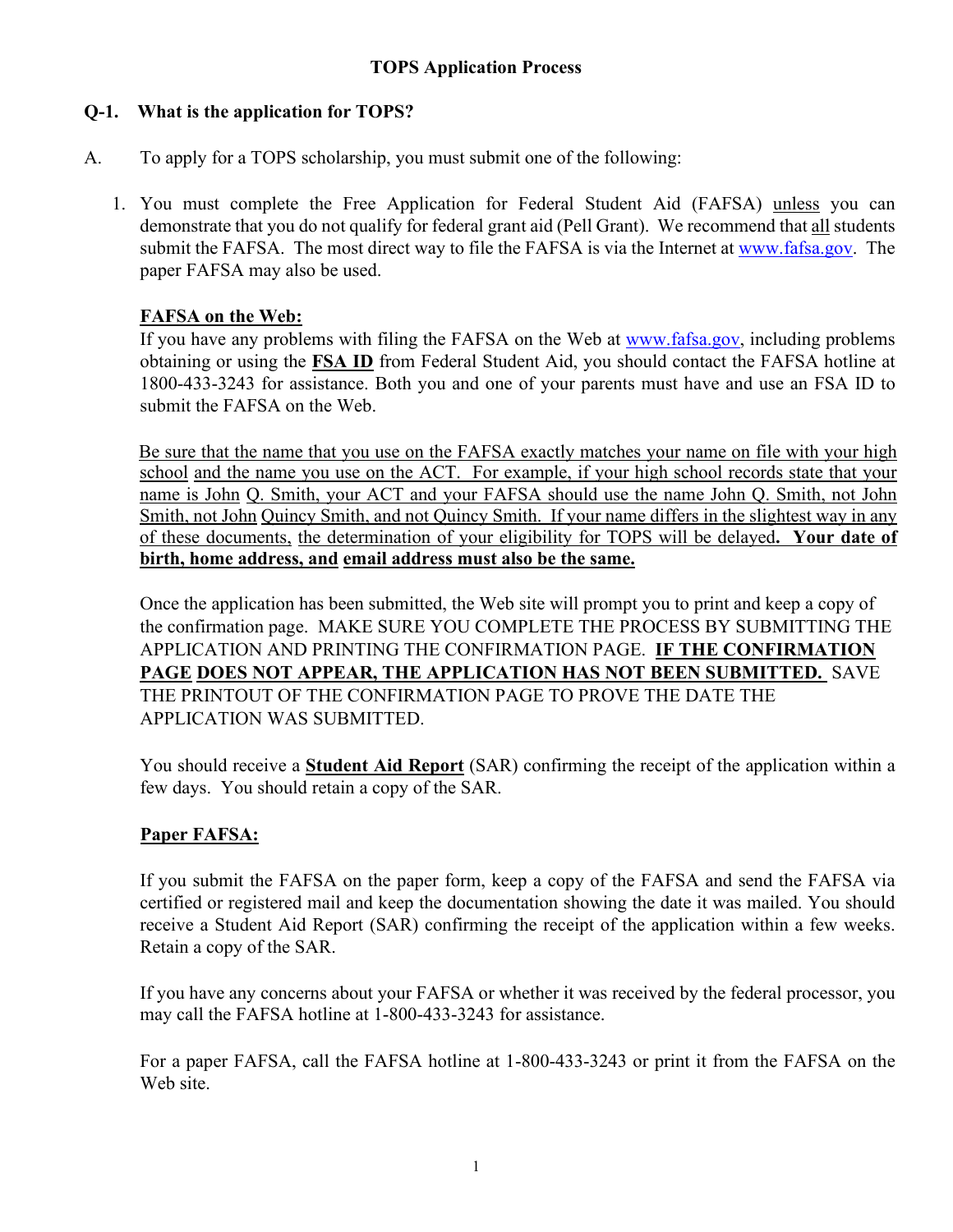# TOPS Application Process

## Q-1. What is the application for TOPS?

A. To apply for a TOPS scholarship, you must submit one of the following:

1. You must complete the Free Application for Federal Student Aid (FAFSA) unless you can demonstrate that you do not qualify for federal grant aid (Pell Grant). We recommend that all students submit the FAFSA. The most direct way to file the FAFSA is via the Internet at www.fafsa.gov. The paper FAFSA may also be used.

   **FAFSA on the Web:**
   If you have any problems with filing the FAFSA on the Web at www.fafsa.gov, including problems obtaining or using the **FSA ID** from Federal Student Aid, you should contact the FAFSA hotline at 1800-433-3243 for assistance. Both you and one of your parents must have and use an FSA ID to submit the FAFSA on the Web.

   Be sure that the name that you use on the FAFSA exactly matches your name on file with your high school and the name you use on the ACT. For example, if your high school records state that your name is John Q. Smith, your ACT and your FAFSA should use the name John Q. Smith, not John Smith, not John Quincy Smith, and not Quincy Smith. If your name differs in the slightest way in any of these documents, the determination of your eligibility for TOPS will be delayed. **Your date of birth, home address, and email address must also be the same.**

   Once the application has been submitted, the Web site will prompt you to print and keep a copy of the confirmation page. MAKE SURE YOU COMPLETE THE PROCESS BY SUBMITTING THE APPLICATION AND PRINTING THE CONFIRMATION PAGE. **IF THE CONFIRMATION PAGE DOES NOT APPEAR, THE APPLICATION HAS NOT BEEN SUBMITTED.** SAVE THE PRINTOUT OF THE CONFIRMATION PAGE TO PROVE THE DATE THE APPLICATION WAS SUBMITTED.

   You should receive a **Student Aid Report** (SAR) confirming the receipt of the application within a few days. You should retain a copy of the SAR.

   **Paper FAFSA:**

   If you submit the FAFSA on the paper form, keep a copy of the FAFSA and send the FAFSA via certified or registered mail and keep the documentation showing the date it was mailed. You should receive a Student Aid Report (SAR) confirming the receipt of the application within a few weeks. Retain a copy of the SAR.

   If you have any concerns about your FAFSA or whether it was received by the federal processor, you may call the FAFSA hotline at 1-800-433-3243 for assistance.

   For a paper FAFSA, call the FAFSA hotline at 1-800-433-3243 or print it from the FAFSA on the Web site.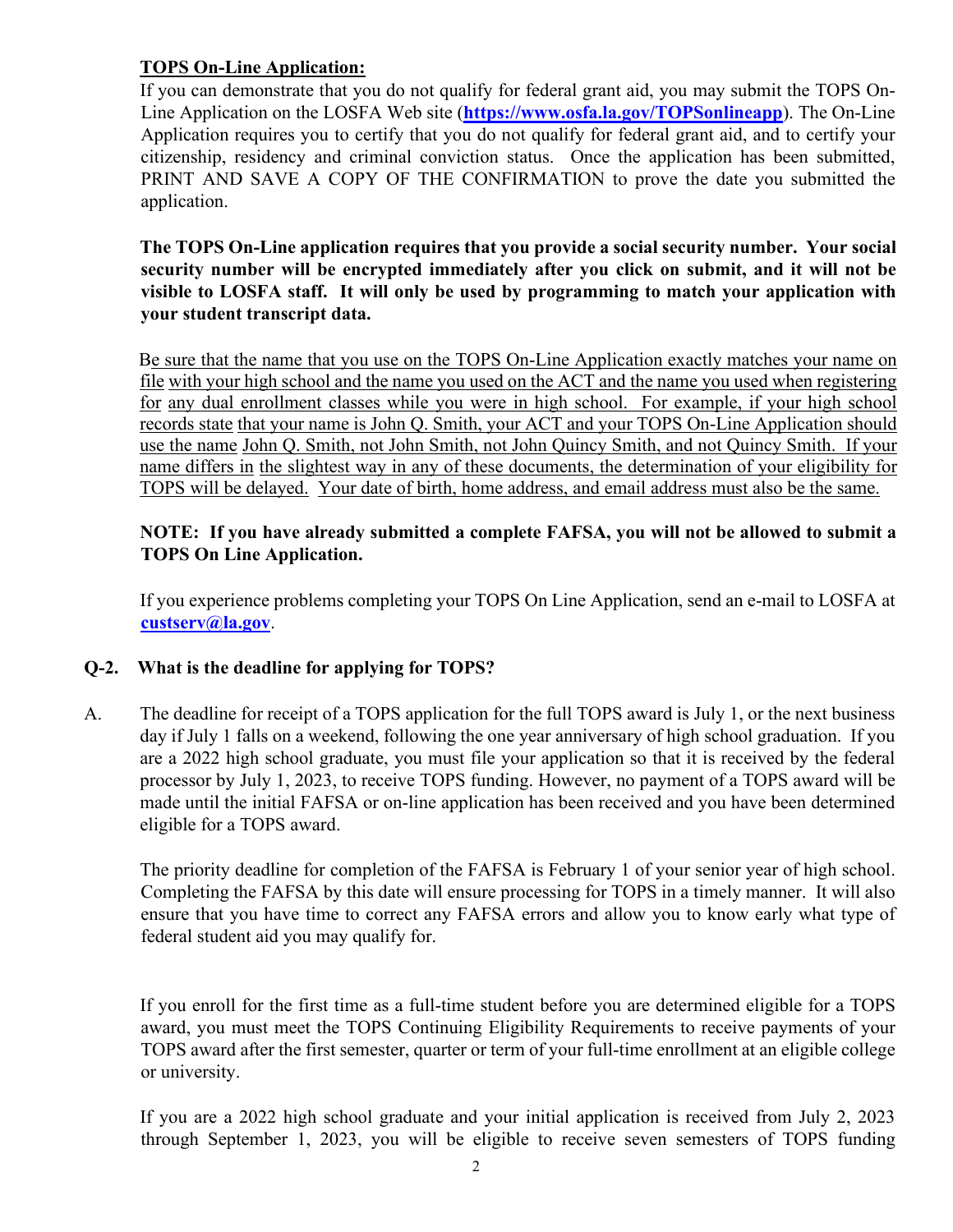**TOPS On-Line Application:**

If you can demonstrate that you do not qualify for federal grant aid, you may submit the TOPS On-Line Application on the LOSFA Web site (**https://www.osfa.la.gov/TOPSonlineapp**). The On-Line Application requires you to certify that you do not qualify for federal grant aid, and to certify your citizenship, residency and criminal conviction status. Once the application has been submitted, PRINT AND SAVE A COPY OF THE CONFIRMATION to prove the date you submitted the application.

**The TOPS On-Line application requires that you provide a social security number. Your social security number will be encrypted immediately after you click on submit, and it will not be visible to LOSFA staff. It will only be used by programming to match your application with your student transcript data.**

Be sure that the name that you use on the TOPS On-Line Application exactly matches your name on file with your high school and the name you used on the ACT and the name you used when registering for any dual enrollment classes while you were in high school. For example, if your high school records state that your name is John Q. Smith, your ACT and your TOPS On-Line Application should use the name John Q. Smith, not John Smith, not John Quincy Smith, and not Quincy Smith. If your name differs in the slightest way in any of these documents, the determination of your eligibility for TOPS will be delayed. Your date of birth, home address, and email address must also be the same.

**NOTE: If you have already submitted a complete FAFSA, you will not be allowed to submit a TOPS On Line Application.**

If you experience problems completing your TOPS On Line Application, send an e-mail to LOSFA at **custserv@la.gov**.

**Q-2. What is the deadline for applying for TOPS?**

A. The deadline for receipt of a TOPS application for the full TOPS award is July 1, or the next business day if July 1 falls on a weekend, following the one year anniversary of high school graduation. If you are a 2022 high school graduate, you must file your application so that it is received by the federal processor by July 1, 2023, to receive TOPS funding. However, no payment of a TOPS award will be made until the initial FAFSA or on-line application has been received and you have been determined eligible for a TOPS award.

The priority deadline for completion of the FAFSA is February 1 of your senior year of high school. Completing the FAFSA by this date will ensure processing for TOPS in a timely manner. It will also ensure that you have time to correct any FAFSA errors and allow you to know early what type of federal student aid you may qualify for.

If you enroll for the first time as a full-time student before you are determined eligible for a TOPS award, you must meet the TOPS Continuing Eligibility Requirements to receive payments of your TOPS award after the first semester, quarter or term of your full-time enrollment at an eligible college or university.

If you are a 2022 high school graduate and your initial application is received from July 2, 2023 through September 1, 2023, you will be eligible to receive seven semesters of TOPS funding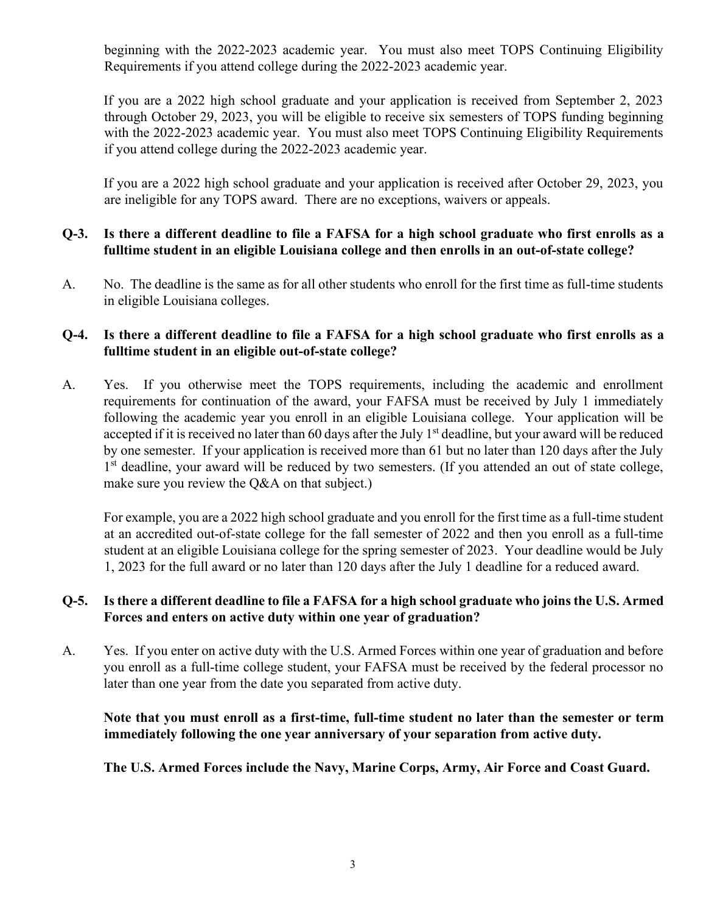beginning with the 2022-2023 academic year. You must also meet TOPS Continuing Eligibility Requirements if you attend college during the 2022-2023 academic year.

If you are a 2022 high school graduate and your application is received from September 2, 2023 through October 29, 2023, you will be eligible to receive six semesters of TOPS funding beginning with the 2022-2023 academic year. You must also meet TOPS Continuing Eligibility Requirements if you attend college during the 2022-2023 academic year.

If you are a 2022 high school graduate and your application is received after October 29, 2023, you are ineligible for any TOPS award. There are no exceptions, waivers or appeals.

**Q-3. Is there a different deadline to file a FAFSA for a high school graduate who first enrolls as a fulltime student in an eligible Louisiana college and then enrolls in an out-of-state college?**

A. No. The deadline is the same as for all other students who enroll for the first time as full-time students in eligible Louisiana colleges.

**Q-4. Is there a different deadline to file a FAFSA for a high school graduate who first enrolls as a fulltime student in an eligible out-of-state college?**

A. Yes. If you otherwise meet the TOPS requirements, including the academic and enrollment requirements for continuation of the award, your FAFSA must be received by July 1 immediately following the academic year you enroll in an eligible Louisiana college. Your application will be accepted if it is received no later than 60 days after the July 1st deadline, but your award will be reduced by one semester. If your application is received more than 61 but no later than 120 days after the July 1st deadline, your award will be reduced by two semesters. (If you attended an out of state college, make sure you review the Q&A on that subject.)

For example, you are a 2022 high school graduate and you enroll for the first time as a full-time student at an accredited out-of-state college for the fall semester of 2022 and then you enroll as a full-time student at an eligible Louisiana college for the spring semester of 2023. Your deadline would be July 1, 2023 for the full award or no later than 120 days after the July 1 deadline for a reduced award.

**Q-5. Is there a different deadline to file a FAFSA for a high school graduate who joins the U.S. Armed Forces and enters on active duty within one year of graduation?**

A. Yes. If you enter on active duty with the U.S. Armed Forces within one year of graduation and before you enroll as a full-time college student, your FAFSA must be received by the federal processor no later than one year from the date you separated from active duty.

**Note that you must enroll as a first-time, full-time student no later than the semester or term immediately following the one year anniversary of your separation from active duty.**

**The U.S. Armed Forces include the Navy, Marine Corps, Army, Air Force and Coast Guard.**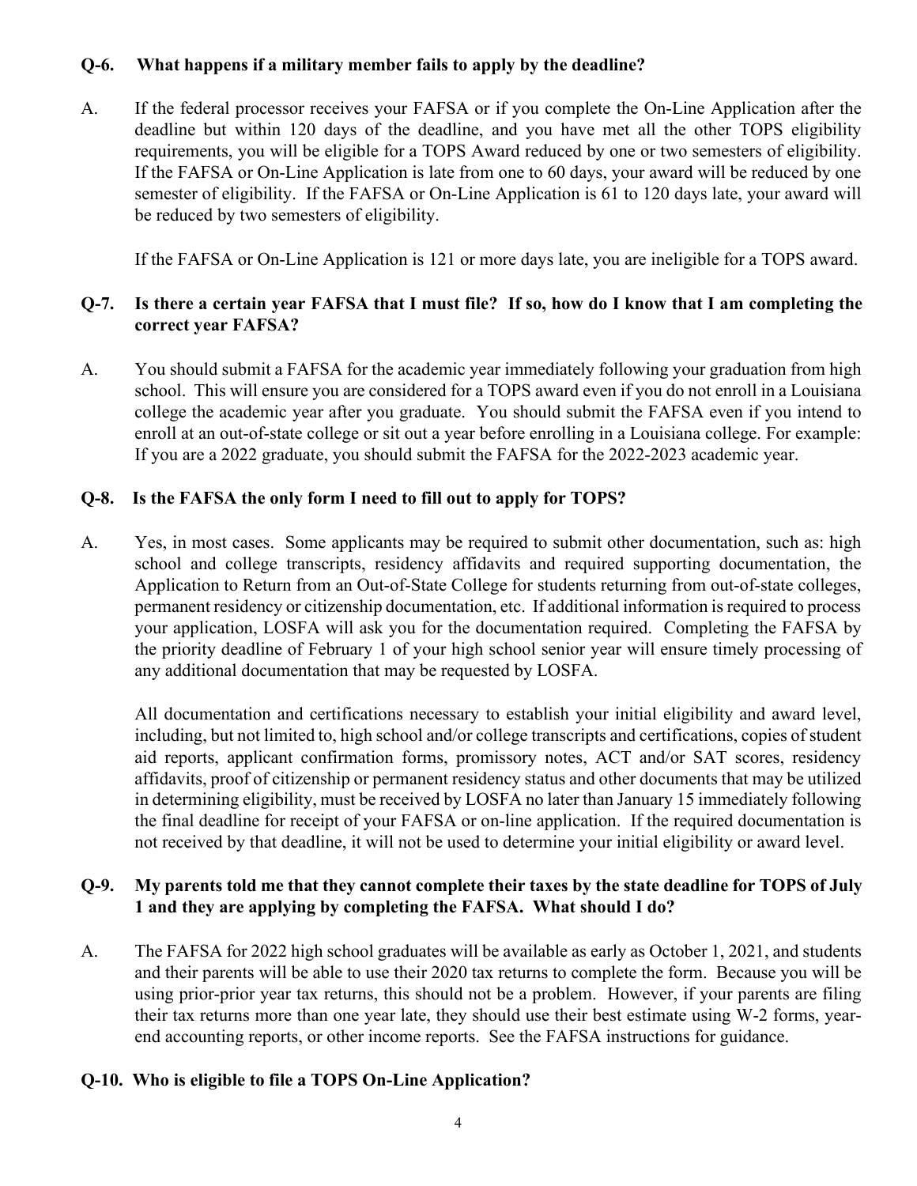**Q-6. What happens if a military member fails to apply by the deadline?**

A. If the federal processor receives your FAFSA or if you complete the On-Line Application after the deadline but within 120 days of the deadline, and you have met all the other TOPS eligibility requirements, you will be eligible for a TOPS Award reduced by one or two semesters of eligibility. If the FAFSA or On-Line Application is late from one to 60 days, your award will be reduced by one semester of eligibility. If the FAFSA or On-Line Application is 61 to 120 days late, your award will be reduced by two semesters of eligibility.

If the FAFSA or On-Line Application is 121 or more days late, you are ineligible for a TOPS award.

**Q-7. Is there a certain year FAFSA that I must file? If so, how do I know that I am completing the correct year FAFSA?**

A. You should submit a FAFSA for the academic year immediately following your graduation from high school. This will ensure you are considered for a TOPS award even if you do not enroll in a Louisiana college the academic year after you graduate. You should submit the FAFSA even if you intend to enroll at an out-of-state college or sit out a year before enrolling in a Louisiana college. For example: If you are a 2022 graduate, you should submit the FAFSA for the 2022-2023 academic year.

**Q-8. Is the FAFSA the only form I need to fill out to apply for TOPS?**

A. Yes, in most cases. Some applicants may be required to submit other documentation, such as: high school and college transcripts, residency affidavits and required supporting documentation, the Application to Return from an Out-of-State College for students returning from out-of-state colleges, permanent residency or citizenship documentation, etc. If additional information is required to process your application, LOSFA will ask you for the documentation required. Completing the FAFSA by the priority deadline of February 1 of your high school senior year will ensure timely processing of any additional documentation that may be requested by LOSFA.

All documentation and certifications necessary to establish your initial eligibility and award level, including, but not limited to, high school and/or college transcripts and certifications, copies of student aid reports, applicant confirmation forms, promissory notes, ACT and/or SAT scores, residency affidavits, proof of citizenship or permanent residency status and other documents that may be utilized in determining eligibility, must be received by LOSFA no later than January 15 immediately following the final deadline for receipt of your FAFSA or on-line application. If the required documentation is not received by that deadline, it will not be used to determine your initial eligibility or award level.

**Q-9. My parents told me that they cannot complete their taxes by the state deadline for TOPS of July 1 and they are applying by completing the FAFSA. What should I do?**

A. The FAFSA for 2022 high school graduates will be available as early as October 1, 2021, and students and their parents will be able to use their 2020 tax returns to complete the form. Because you will be using prior-prior year tax returns, this should not be a problem. However, if your parents are filing their tax returns more than one year late, they should use their best estimate using W-2 forms, year-end accounting reports, or other income reports. See the FAFSA instructions for guidance.

**Q-10. Who is eligible to file a TOPS On-Line Application?**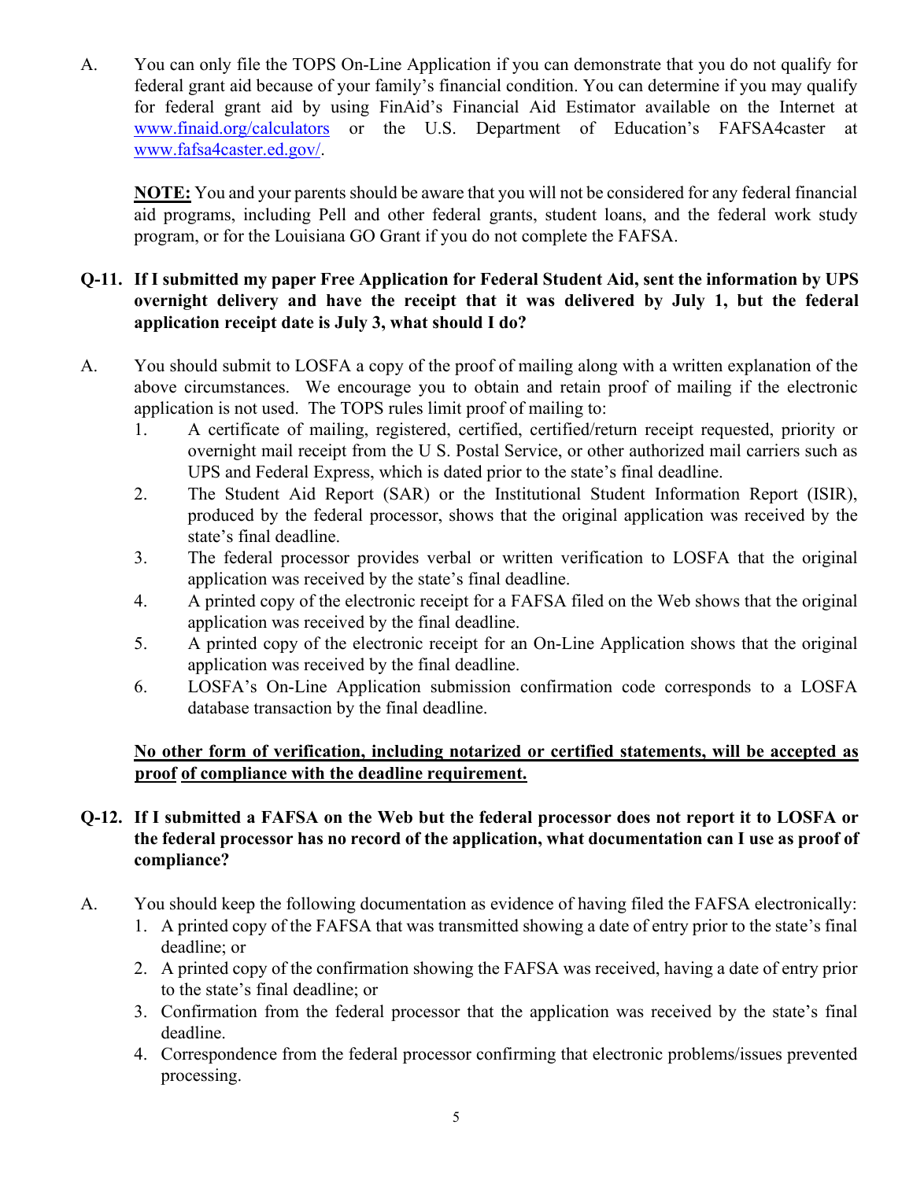A. You can only file the TOPS On-Line Application if you can demonstrate that you do not qualify for federal grant aid because of your family's financial condition. You can determine if you may qualify for federal grant aid by using FinAid's Financial Aid Estimator available on the Internet at www.finaid.org/calculators or the U.S. Department of Education's FAFSA4caster at www.fafsa4caster.ed.gov/.

**NOTE:** You and your parents should be aware that you will not be considered for any federal financial aid programs, including Pell and other federal grants, student loans, and the federal work study program, or for the Louisiana GO Grant if you do not complete the FAFSA.

**Q-11. If I submitted my paper Free Application for Federal Student Aid, sent the information by UPS overnight delivery and have the receipt that it was delivered by July 1, but the federal application receipt date is July 3, what should I do?**

A. You should submit to LOSFA a copy of the proof of mailing along with a written explanation of the above circumstances. We encourage you to obtain and retain proof of mailing if the electronic application is not used. The TOPS rules limit proof of mailing to:

1. A certificate of mailing, registered, certified, certified/return receipt requested, priority or overnight mail receipt from the U S. Postal Service, or other authorized mail carriers such as UPS and Federal Express, which is dated prior to the state's final deadline.
2. The Student Aid Report (SAR) or the Institutional Student Information Report (ISIR), produced by the federal processor, shows that the original application was received by the state's final deadline.
3. The federal processor provides verbal or written verification to LOSFA that the original application was received by the state's final deadline.
4. A printed copy of the electronic receipt for a FAFSA filed on the Web shows that the original application was received by the final deadline.
5. A printed copy of the electronic receipt for an On-Line Application shows that the original application was received by the final deadline.
6. LOSFA's On-Line Application submission confirmation code corresponds to a LOSFA database transaction by the final deadline.

**No other form of verification, including notarized or certified statements, will be accepted as proof of compliance with the deadline requirement.**

**Q-12. If I submitted a FAFSA on the Web but the federal processor does not report it to LOSFA or the federal processor has no record of the application, what documentation can I use as proof of compliance?**

A. You should keep the following documentation as evidence of having filed the FAFSA electronically:

1. A printed copy of the FAFSA that was transmitted showing a date of entry prior to the state's final deadline; or
2. A printed copy of the confirmation showing the FAFSA was received, having a date of entry prior to the state's final deadline; or
3. Confirmation from the federal processor that the application was received by the state's final deadline.
4. Correspondence from the federal processor confirming that electronic problems/issues prevented processing.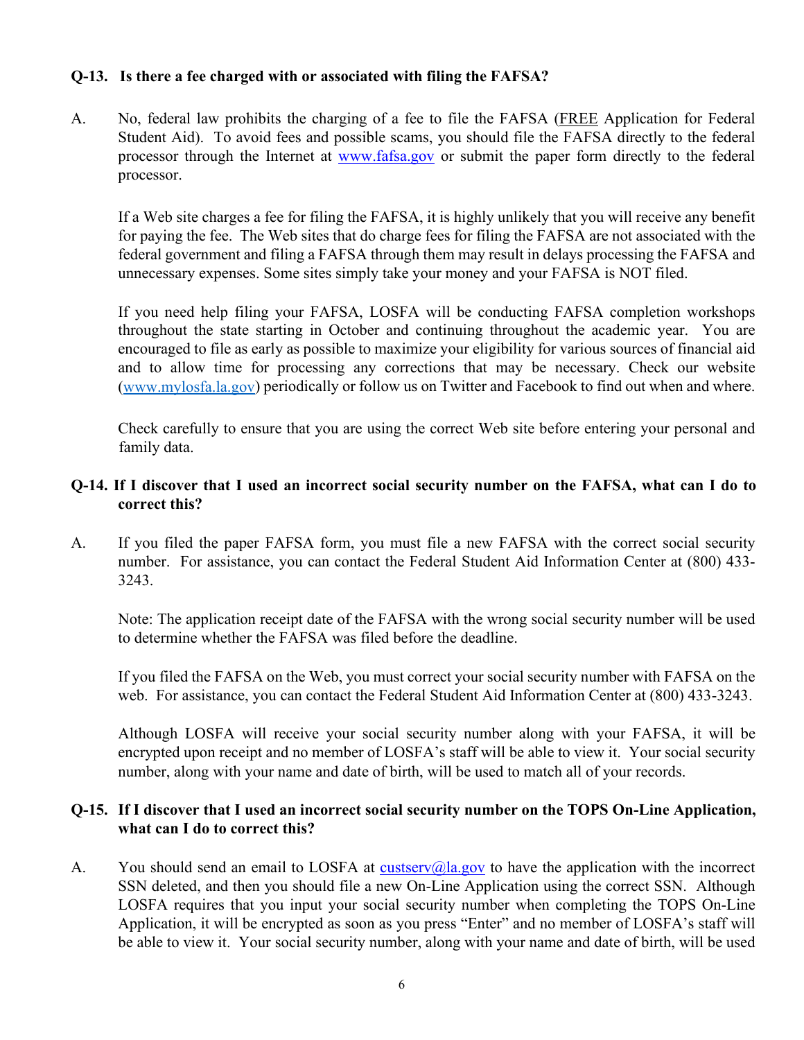**Q-13. Is there a fee charged with or associated with filing the FAFSA?**

A. No, federal law prohibits the charging of a fee to file the FAFSA (FREE Application for Federal Student Aid). To avoid fees and possible scams, you should file the FAFSA directly to the federal processor through the Internet at www.fafsa.gov or submit the paper form directly to the federal processor.

If a Web site charges a fee for filing the FAFSA, it is highly unlikely that you will receive any benefit for paying the fee. The Web sites that do charge fees for filing the FAFSA are not associated with the federal government and filing a FAFSA through them may result in delays processing the FAFSA and unnecessary expenses. Some sites simply take your money and your FAFSA is NOT filed.

If you need help filing your FAFSA, LOSFA will be conducting FAFSA completion workshops throughout the state starting in October and continuing throughout the academic year. You are encouraged to file as early as possible to maximize your eligibility for various sources of financial aid and to allow time for processing any corrections that may be necessary. Check our website (www.mylosfa.la.gov) periodically or follow us on Twitter and Facebook to find out when and where.

Check carefully to ensure that you are using the correct Web site before entering your personal and family data.

**Q-14. If I discover that I used an incorrect social security number on the FAFSA, what can I do to correct this?**

A. If you filed the paper FAFSA form, you must file a new FAFSA with the correct social security number. For assistance, you can contact the Federal Student Aid Information Center at (800) 433-3243.

Note: The application receipt date of the FAFSA with the wrong social security number will be used to determine whether the FAFSA was filed before the deadline.

If you filed the FAFSA on the Web, you must correct your social security number with FAFSA on the web. For assistance, you can contact the Federal Student Aid Information Center at (800) 433-3243.

Although LOSFA will receive your social security number along with your FAFSA, it will be encrypted upon receipt and no member of LOSFA's staff will be able to view it. Your social security number, along with your name and date of birth, will be used to match all of your records.

**Q-15. If I discover that I used an incorrect social security number on the TOPS On-Line Application, what can I do to correct this?**

A. You should send an email to LOSFA at custserv@la.gov to have the application with the incorrect SSN deleted, and then you should file a new On-Line Application using the correct SSN. Although LOSFA requires that you input your social security number when completing the TOPS On-Line Application, it will be encrypted as soon as you press "Enter" and no member of LOSFA's staff will be able to view it. Your social security number, along with your name and date of birth, will be used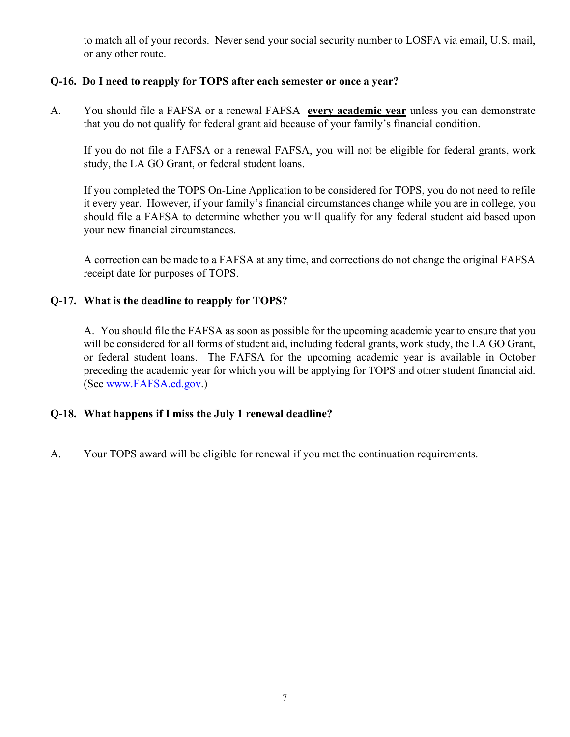to match all of your records. Never send your social security number to LOSFA via email, U.S. mail, or any other route.

**Q-16. Do I need to reapply for TOPS after each semester or once a year?**

A. You should file a FAFSA or a renewal FAFSA **<u>every academic year</u>** unless you can demonstrate that you do not qualify for federal grant aid because of your family's financial condition.

If you do not file a FAFSA or a renewal FAFSA, you will not be eligible for federal grants, work study, the LA GO Grant, or federal student loans.

If you completed the TOPS On-Line Application to be considered for TOPS, you do not need to refile it every year. However, if your family's financial circumstances change while you are in college, you should file a FAFSA to determine whether you will qualify for any federal student aid based upon your new financial circumstances.

A correction can be made to a FAFSA at any time, and corrections do not change the original FAFSA receipt date for purposes of TOPS.

**Q-17. What is the deadline to reapply for TOPS?**

A. You should file the FAFSA as soon as possible for the upcoming academic year to ensure that you will be considered for all forms of student aid, including federal grants, work study, the LA GO Grant, or federal student loans. The FAFSA for the upcoming academic year is available in October preceding the academic year for which you will be applying for TOPS and other student financial aid. (See www.FAFSA.ed.gov.)

**Q-18. What happens if I miss the July 1 renewal deadline?**

A. Your TOPS award will be eligible for renewal if you met the continuation requirements.